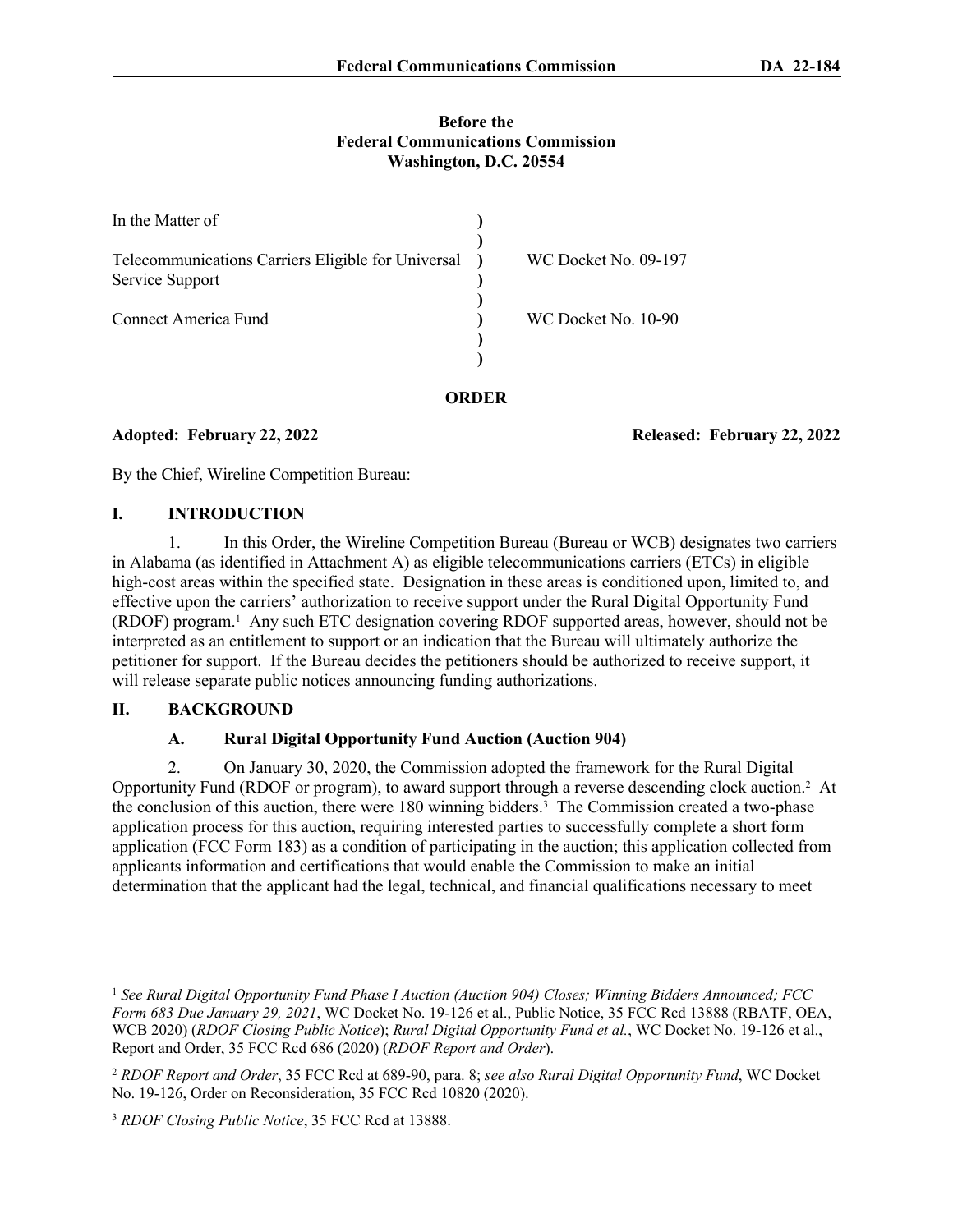**Before the**
**Federal Communications Commission**
**Washington, D.C. 20554**

| | | |
|---|---|---|
| In the Matter of | ) | |
| | ) | |
| Telecommunications Carriers Eligible for Universal Service Support | ) | WC Docket No. 09-197 |
| | ) | |
| Connect America Fund | ) | WC Docket No. 10-90 |
| | ) | |
| | ) | |

**ORDER**

**Adopted: February 22, 2022** **Released: February 22, 2022**

By the Chief, Wireline Competition Bureau:

## I. INTRODUCTION

1. In this Order, the Wireline Competition Bureau (Bureau or WCB) designates two carriers in Alabama (as identified in Attachment A) as eligible telecommunications carriers (ETCs) in eligible high-cost areas within the specified state. Designation in these areas is conditioned upon, limited to, and effective upon the carriers' authorization to receive support under the Rural Digital Opportunity Fund (RDOF) program.[1] Any such ETC designation covering RDOF supported areas, however, should not be interpreted as an entitlement to support or an indication that the Bureau will ultimately authorize the petitioner for support. If the Bureau decides the petitioners should be authorized to receive support, it will release separate public notices announcing funding authorizations.

## II. BACKGROUND

### A. Rural Digital Opportunity Fund Auction (Auction 904)

2. On January 30, 2020, the Commission adopted the framework for the Rural Digital Opportunity Fund (RDOF or program), to award support through a reverse descending clock auction.[2] At the conclusion of this auction, there were 180 winning bidders.[3] The Commission created a two-phase application process for this auction, requiring interested parties to successfully complete a short form application (FCC Form 183) as a condition of participating in the auction; this application collected from applicants information and certifications that would enable the Commission to make an initial determination that the applicant had the legal, technical, and financial qualifications necessary to meet

---

[1] *See Rural Digital Opportunity Fund Phase I Auction (Auction 904) Closes; Winning Bidders Announced; FCC Form 683 Due January 29, 2021*, WC Docket No. 19-126 et al., Public Notice, 35 FCC Rcd 13888 (RBATF, OEA, WCB 2020) (*RDOF Closing Public Notice*); *Rural Digital Opportunity Fund et al.*, WC Docket No. 19-126 et al., Report and Order, 35 FCC Rcd 686 (2020) (*RDOF Report and Order*).

[2] *RDOF Report and Order*, 35 FCC Rcd at 689-90, para. 8; *see also Rural Digital Opportunity Fund*, WC Docket No. 19-126, Order on Reconsideration, 35 FCC Rcd 10820 (2020).

[3] *RDOF Closing Public Notice*, 35 FCC Rcd at 13888.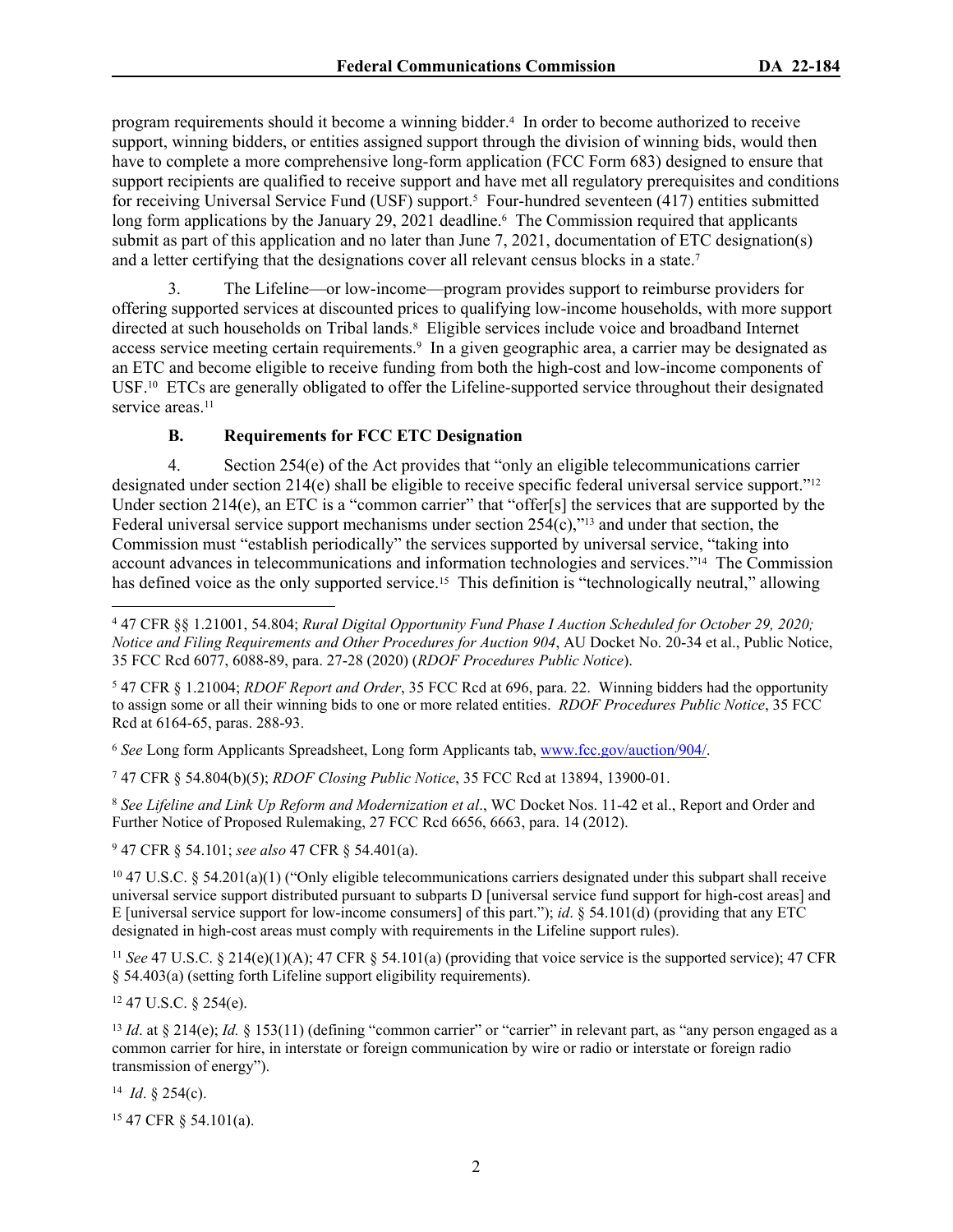program requirements should it become a winning bidder.[4] In order to become authorized to receive support, winning bidders, or entities assigned support through the division of winning bids, would then have to complete a more comprehensive long-form application (FCC Form 683) designed to ensure that support recipients are qualified to receive support and have met all regulatory prerequisites and conditions for receiving Universal Service Fund (USF) support.[5] Four-hundred seventeen (417) entities submitted long form applications by the January 29, 2021 deadline.[6] The Commission required that applicants submit as part of this application and no later than June 7, 2021, documentation of ETC designation(s) and a letter certifying that the designations cover all relevant census blocks in a state.[7]

3. The Lifeline—or low-income—program provides support to reimburse providers for offering supported services at discounted prices to qualifying low-income households, with more support directed at such households on Tribal lands.[8] Eligible services include voice and broadband Internet access service meeting certain requirements.[9] In a given geographic area, a carrier may be designated as an ETC and become eligible to receive funding from both the high-cost and low-income components of USF.[10] ETCs are generally obligated to offer the Lifeline-supported service throughout their designated service areas.[11]

### B. Requirements for FCC ETC Designation

4. Section 254(e) of the Act provides that "only an eligible telecommunications carrier designated under section 214(e) shall be eligible to receive specific federal universal service support."[12] Under section 214(e), an ETC is a "common carrier" that "offer[s] the services that are supported by the Federal universal service support mechanisms under section 254(c),"[13] and under that section, the Commission must "establish periodically" the services supported by universal service, "taking into account advances in telecommunications and information technologies and services."[14] The Commission has defined voice as the only supported service.[15] This definition is "technologically neutral," allowing

---

[4] 47 CFR §§ 1.21001, 54.804; *Rural Digital Opportunity Fund Phase I Auction Scheduled for October 29, 2020; Notice and Filing Requirements and Other Procedures for Auction 904*, AU Docket No. 20-34 et al., Public Notice, 35 FCC Rcd 6077, 6088-89, para. 27-28 (2020) (*RDOF Procedures Public Notice*).

[5] 47 CFR § 1.21004; *RDOF Report and Order*, 35 FCC Rcd at 696, para. 22. Winning bidders had the opportunity to assign some or all their winning bids to one or more related entities. *RDOF Procedures Public Notice*, 35 FCC Rcd at 6164-65, paras. 288-93.

[6] *See* Long form Applicants Spreadsheet, Long form Applicants tab, www.fcc.gov/auction/904/.

[7] 47 CFR § 54.804(b)(5); *RDOF Closing Public Notice*, 35 FCC Rcd at 13894, 13900-01.

[8] *See Lifeline and Link Up Reform and Modernization et al*., WC Docket Nos. 11-42 et al., Report and Order and Further Notice of Proposed Rulemaking, 27 FCC Rcd 6656, 6663, para. 14 (2012).

[9] 47 CFR § 54.101; *see also* 47 CFR § 54.401(a).

[10] 47 U.S.C. § 54.201(a)(1) ("Only eligible telecommunications carriers designated under this subpart shall receive universal service support distributed pursuant to subparts D [universal service fund support for high-cost areas] and E [universal service support for low-income consumers] of this part."); *id*. § 54.101(d) (providing that any ETC designated in high-cost areas must comply with requirements in the Lifeline support rules).

[11] *See* 47 U.S.C. § 214(e)(1)(A); 47 CFR § 54.101(a) (providing that voice service is the supported service); 47 CFR § 54.403(a) (setting forth Lifeline support eligibility requirements).

[12] 47 U.S.C. § 254(e).

[13] *Id*. at § 214(e); *Id.* § 153(11) (defining "common carrier" or "carrier" in relevant part, as "any person engaged as a common carrier for hire, in interstate or foreign communication by wire or radio or interstate or foreign radio transmission of energy").

[14] *Id*. § 254(c).

[15] 47 CFR § 54.101(a).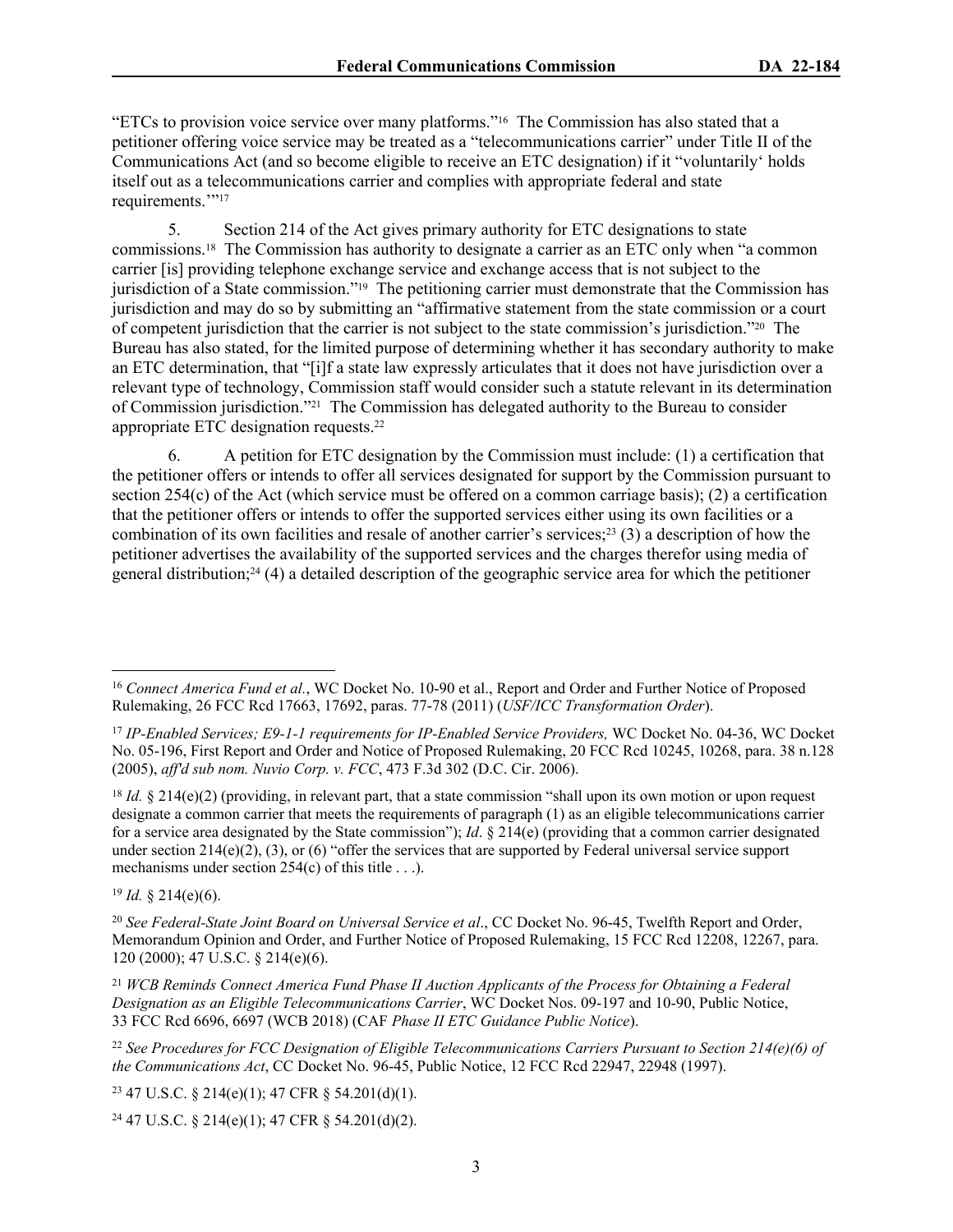"ETCs to provision voice service over many platforms."[16] The Commission has also stated that a petitioner offering voice service may be treated as a "telecommunications carrier" under Title II of the Communications Act (and so become eligible to receive an ETC designation) if it "voluntarily' holds itself out as a telecommunications carrier and complies with appropriate federal and state requirements.'"[17]

5. Section 214 of the Act gives primary authority for ETC designations to state commissions.[18] The Commission has authority to designate a carrier as an ETC only when "a common carrier [is] providing telephone exchange service and exchange access that is not subject to the jurisdiction of a State commission."[19] The petitioning carrier must demonstrate that the Commission has jurisdiction and may do so by submitting an "affirmative statement from the state commission or a court of competent jurisdiction that the carrier is not subject to the state commission's jurisdiction."[20] The Bureau has also stated, for the limited purpose of determining whether it has secondary authority to make an ETC determination, that "[i]f a state law expressly articulates that it does not have jurisdiction over a relevant type of technology, Commission staff would consider such a statute relevant in its determination of Commission jurisdiction."[21] The Commission has delegated authority to the Bureau to consider appropriate ETC designation requests.[22]

6. A petition for ETC designation by the Commission must include: (1) a certification that the petitioner offers or intends to offer all services designated for support by the Commission pursuant to section 254(c) of the Act (which service must be offered on a common carriage basis); (2) a certification that the petitioner offers or intends to offer the supported services either using its own facilities or a combination of its own facilities and resale of another carrier's services;[23] (3) a description of how the petitioner advertises the availability of the supported services and the charges therefor using media of general distribution;[24] (4) a detailed description of the geographic service area for which the petitioner

---

[16] *Connect America Fund et al.*, WC Docket No. 10-90 et al., Report and Order and Further Notice of Proposed Rulemaking, 26 FCC Rcd 17663, 17692, paras. 77-78 (2011) (*USF/ICC Transformation Order*).

[17] *IP-Enabled Services; E9-1-1 requirements for IP-Enabled Service Providers,* WC Docket No. 04-36, WC Docket No. 05-196, First Report and Order and Notice of Proposed Rulemaking, 20 FCC Rcd 10245, 10268, para. 38 n.128 (2005), *aff'd sub nom. Nuvio Corp. v. FCC*, 473 F.3d 302 (D.C. Cir. 2006).

[18] *Id.* § 214(e)(2) (providing, in relevant part, that a state commission "shall upon its own motion or upon request designate a common carrier that meets the requirements of paragraph (1) as an eligible telecommunications carrier for a service area designated by the State commission"); *Id*. § 214(e) (providing that a common carrier designated under section 214(e)(2), (3), or (6) "offer the services that are supported by Federal universal service support mechanisms under section 254(c) of this title . . .).

[19] *Id.* § 214(e)(6).

[20] *See Federal-State Joint Board on Universal Service et al*., CC Docket No. 96-45, Twelfth Report and Order, Memorandum Opinion and Order, and Further Notice of Proposed Rulemaking, 15 FCC Rcd 12208, 12267, para. 120 (2000); 47 U.S.C. § 214(e)(6).

[21] *WCB Reminds Connect America Fund Phase II Auction Applicants of the Process for Obtaining a Federal Designation as an Eligible Telecommunications Carrier*, WC Docket Nos. 09-197 and 10-90, Public Notice, 33 FCC Rcd 6696, 6697 (WCB 2018) (CAF *Phase II ETC Guidance Public Notice*).

[22] *See Procedures for FCC Designation of Eligible Telecommunications Carriers Pursuant to Section 214(e)(6) of the Communications Act*, CC Docket No. 96-45, Public Notice, 12 FCC Rcd 22947, 22948 (1997).

[23] 47 U.S.C. § 214(e)(1); 47 CFR § 54.201(d)(1).

[24] 47 U.S.C. § 214(e)(1); 47 CFR § 54.201(d)(2).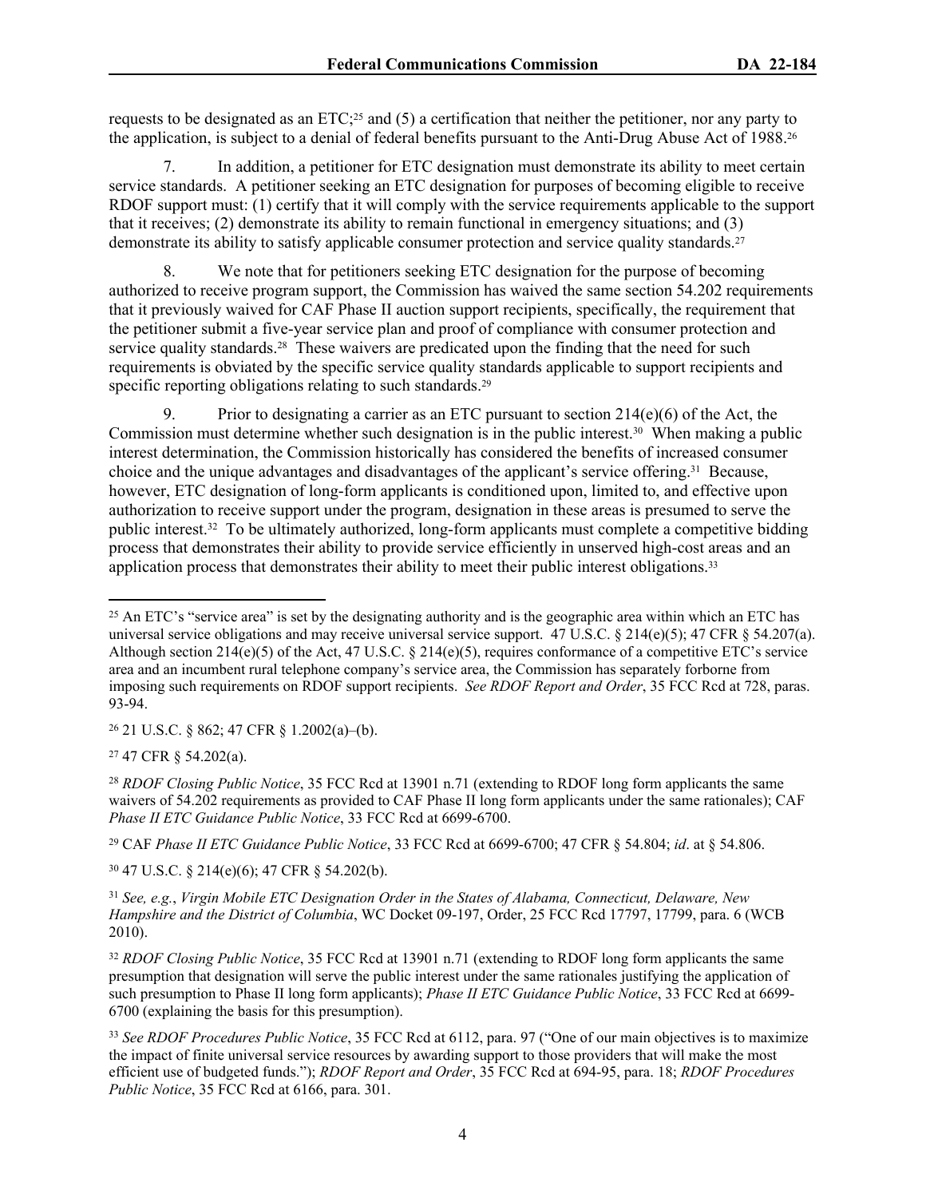requests to be designated as an ETC;[25] and (5) a certification that neither the petitioner, nor any party to the application, is subject to a denial of federal benefits pursuant to the Anti-Drug Abuse Act of 1988.[26]

7. In addition, a petitioner for ETC designation must demonstrate its ability to meet certain service standards. A petitioner seeking an ETC designation for purposes of becoming eligible to receive RDOF support must: (1) certify that it will comply with the service requirements applicable to the support that it receives; (2) demonstrate its ability to remain functional in emergency situations; and (3) demonstrate its ability to satisfy applicable consumer protection and service quality standards.[27]

8. We note that for petitioners seeking ETC designation for the purpose of becoming authorized to receive program support, the Commission has waived the same section 54.202 requirements that it previously waived for CAF Phase II auction support recipients, specifically, the requirement that the petitioner submit a five-year service plan and proof of compliance with consumer protection and service quality standards.[28] These waivers are predicated upon the finding that the need for such requirements is obviated by the specific service quality standards applicable to support recipients and specific reporting obligations relating to such standards.[29]

9. Prior to designating a carrier as an ETC pursuant to section 214(e)(6) of the Act, the Commission must determine whether such designation is in the public interest.[30] When making a public interest determination, the Commission historically has considered the benefits of increased consumer choice and the unique advantages and disadvantages of the applicant's service offering.[31] Because, however, ETC designation of long-form applicants is conditioned upon, limited to, and effective upon authorization to receive support under the program, designation in these areas is presumed to serve the public interest.[32] To be ultimately authorized, long-form applicants must complete a competitive bidding process that demonstrates their ability to provide service efficiently in unserved high-cost areas and an application process that demonstrates their ability to meet their public interest obligations.[33]

---

[25] An ETC's "service area" is set by the designating authority and is the geographic area within which an ETC has universal service obligations and may receive universal service support. 47 U.S.C. § 214(e)(5); 47 CFR § 54.207(a). Although section 214(e)(5) of the Act, 47 U.S.C. § 214(e)(5), requires conformance of a competitive ETC's service area and an incumbent rural telephone company's service area, the Commission has separately forborne from imposing such requirements on RDOF support recipients. *See RDOF Report and Order*, 35 FCC Rcd at 728, paras. 93-94.

[26] 21 U.S.C. § 862; 47 CFR § 1.2002(a)–(b).

[27] 47 CFR § 54.202(a).

[28] *RDOF Closing Public Notice*, 35 FCC Rcd at 13901 n.71 (extending to RDOF long form applicants the same waivers of 54.202 requirements as provided to CAF Phase II long form applicants under the same rationales); CAF *Phase II ETC Guidance Public Notice*, 33 FCC Rcd at 6699-6700.

[29] CAF *Phase II ETC Guidance Public Notice*, 33 FCC Rcd at 6699-6700; 47 CFR § 54.804; *id*. at § 54.806.

[30] 47 U.S.C. § 214(e)(6); 47 CFR § 54.202(b).

[31] *See, e.g.*, *Virgin Mobile ETC Designation Order in the States of Alabama, Connecticut, Delaware, New Hampshire and the District of Columbia*, WC Docket 09-197, Order, 25 FCC Rcd 17797, 17799, para. 6 (WCB 2010).

[32] *RDOF Closing Public Notice*, 35 FCC Rcd at 13901 n.71 (extending to RDOF long form applicants the same presumption that designation will serve the public interest under the same rationales justifying the application of such presumption to Phase II long form applicants); *Phase II ETC Guidance Public Notice*, 33 FCC Rcd at 6699-6700 (explaining the basis for this presumption).

[33] *See RDOF Procedures Public Notice*, 35 FCC Rcd at 6112, para. 97 ("One of our main objectives is to maximize the impact of finite universal service resources by awarding support to those providers that will make the most efficient use of budgeted funds."); *RDOF Report and Order*, 35 FCC Rcd at 694-95, para. 18; *RDOF Procedures Public Notice*, 35 FCC Rcd at 6166, para. 301.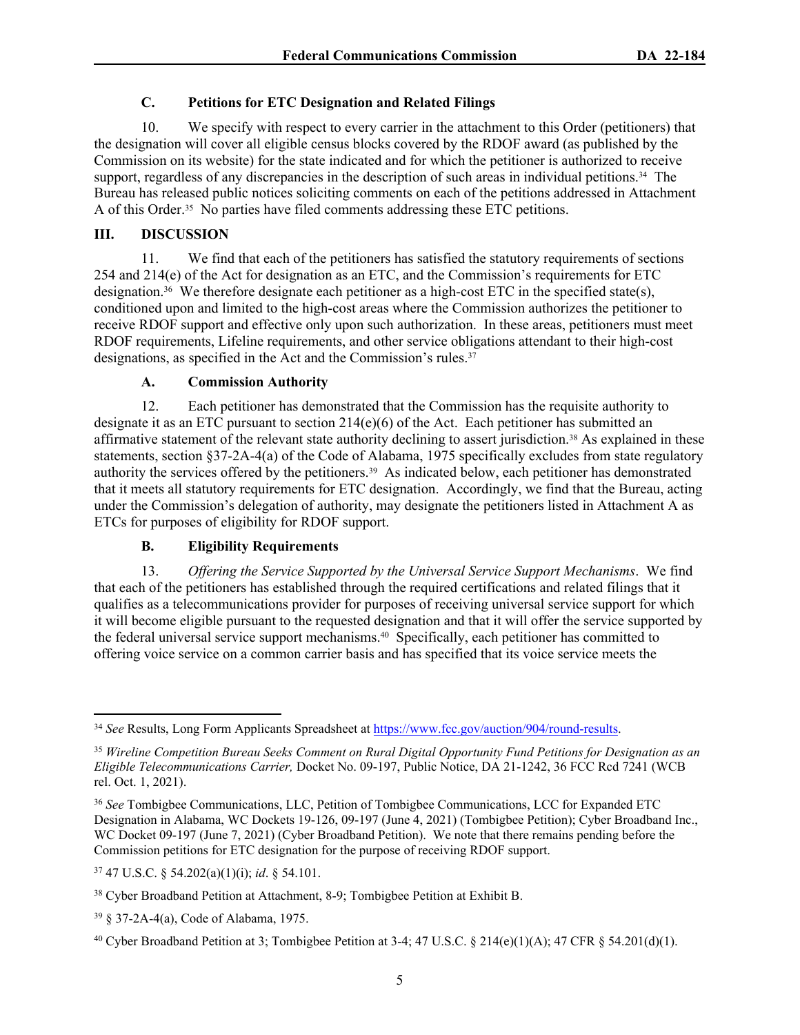### C. Petitions for ETC Designation and Related Filings

10. We specify with respect to every carrier in the attachment to this Order (petitioners) that the designation will cover all eligible census blocks covered by the RDOF award (as published by the Commission on its website) for the state indicated and for which the petitioner is authorized to receive support, regardless of any discrepancies in the description of such areas in individual petitions.[34] The Bureau has released public notices soliciting comments on each of the petitions addressed in Attachment A of this Order.[35] No parties have filed comments addressing these ETC petitions.

## III. DISCUSSION

11. We find that each of the petitioners has satisfied the statutory requirements of sections 254 and 214(e) of the Act for designation as an ETC, and the Commission's requirements for ETC designation.[36] We therefore designate each petitioner as a high-cost ETC in the specified state(s), conditioned upon and limited to the high-cost areas where the Commission authorizes the petitioner to receive RDOF support and effective only upon such authorization. In these areas, petitioners must meet RDOF requirements, Lifeline requirements, and other service obligations attendant to their high-cost designations, as specified in the Act and the Commission's rules.[37]

### A. Commission Authority

12. Each petitioner has demonstrated that the Commission has the requisite authority to designate it as an ETC pursuant to section 214(e)(6) of the Act. Each petitioner has submitted an affirmative statement of the relevant state authority declining to assert jurisdiction.[38] As explained in these statements, section §37-2A-4(a) of the Code of Alabama, 1975 specifically excludes from state regulatory authority the services offered by the petitioners.[39] As indicated below, each petitioner has demonstrated that it meets all statutory requirements for ETC designation. Accordingly, we find that the Bureau, acting under the Commission's delegation of authority, may designate the petitioners listed in Attachment A as ETCs for purposes of eligibility for RDOF support.

### B. Eligibility Requirements

13. *Offering the Service Supported by the Universal Service Support Mechanisms*. We find that each of the petitioners has established through the required certifications and related filings that it qualifies as a telecommunications provider for purposes of receiving universal service support for which it will become eligible pursuant to the requested designation and that it will offer the service supported by the federal universal service support mechanisms.[40] Specifically, each petitioner has committed to offering voice service on a common carrier basis and has specified that its voice service meets the

---

[34] *See* Results, Long Form Applicants Spreadsheet at https://www.fcc.gov/auction/904/round-results.

[35] *Wireline Competition Bureau Seeks Comment on Rural Digital Opportunity Fund Petitions for Designation as an Eligible Telecommunications Carrier,* Docket No. 09-197, Public Notice, DA 21-1242, 36 FCC Rcd 7241 (WCB rel. Oct. 1, 2021).

[36] *See* Tombigbee Communications, LLC, Petition of Tombigbee Communications, LCC for Expanded ETC Designation in Alabama, WC Dockets 19-126, 09-197 (June 4, 2021) (Tombigbee Petition); Cyber Broadband Inc., WC Docket 09-197 (June 7, 2021) (Cyber Broadband Petition). We note that there remains pending before the Commission petitions for ETC designation for the purpose of receiving RDOF support.

[37] 47 U.S.C. § 54.202(a)(1)(i); *id*. § 54.101.

[38] Cyber Broadband Petition at Attachment, 8-9; Tombigbee Petition at Exhibit B.

[39] § 37-2A-4(a), Code of Alabama, 1975.

[40] Cyber Broadband Petition at 3; Tombigbee Petition at 3-4; 47 U.S.C. § 214(e)(1)(A); 47 CFR § 54.201(d)(1).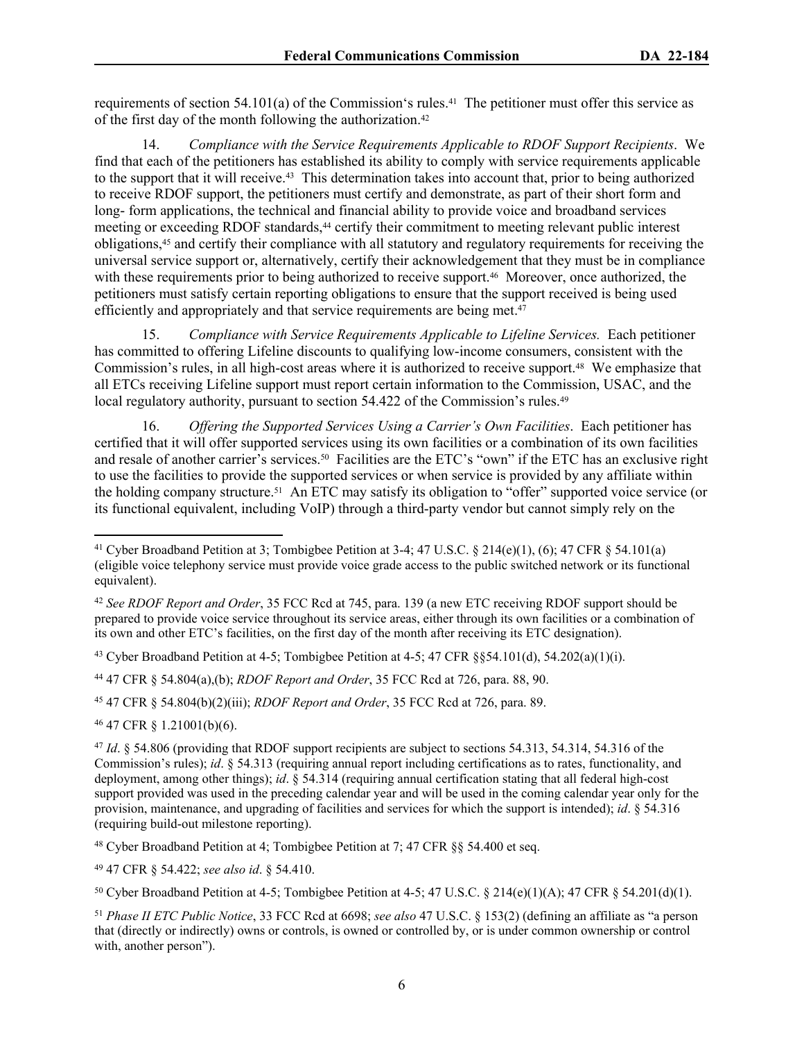requirements of section 54.101(a) of the Commission's rules.[41] The petitioner must offer this service as of the first day of the month following the authorization.[42]

14. *Compliance with the Service Requirements Applicable to RDOF Support Recipients*. We find that each of the petitioners has established its ability to comply with service requirements applicable to the support that it will receive.[43] This determination takes into account that, prior to being authorized to receive RDOF support, the petitioners must certify and demonstrate, as part of their short form and long- form applications, the technical and financial ability to provide voice and broadband services meeting or exceeding RDOF standards,[44] certify their commitment to meeting relevant public interest obligations,[45] and certify their compliance with all statutory and regulatory requirements for receiving the universal service support or, alternatively, certify their acknowledgement that they must be in compliance with these requirements prior to being authorized to receive support.[46] Moreover, once authorized, the petitioners must satisfy certain reporting obligations to ensure that the support received is being used efficiently and appropriately and that service requirements are being met.[47]

15. *Compliance with Service Requirements Applicable to Lifeline Services.* Each petitioner has committed to offering Lifeline discounts to qualifying low-income consumers, consistent with the Commission's rules, in all high-cost areas where it is authorized to receive support.[48] We emphasize that all ETCs receiving Lifeline support must report certain information to the Commission, USAC, and the local regulatory authority, pursuant to section 54.422 of the Commission's rules.[49]

16. *Offering the Supported Services Using a Carrier's Own Facilities*. Each petitioner has certified that it will offer supported services using its own facilities or a combination of its own facilities and resale of another carrier's services.[50] Facilities are the ETC's "own" if the ETC has an exclusive right to use the facilities to provide the supported services or when service is provided by any affiliate within the holding company structure.[51] An ETC may satisfy its obligation to "offer" supported voice service (or its functional equivalent, including VoIP) through a third-party vendor but cannot simply rely on the

---

[41] Cyber Broadband Petition at 3; Tombigbee Petition at 3-4; 47 U.S.C. § 214(e)(1), (6); 47 CFR § 54.101(a) (eligible voice telephony service must provide voice grade access to the public switched network or its functional equivalent).

[42] *See RDOF Report and Order*, 35 FCC Rcd at 745, para. 139 (a new ETC receiving RDOF support should be prepared to provide voice service throughout its service areas, either through its own facilities or a combination of its own and other ETC's facilities, on the first day of the month after receiving its ETC designation).

[43] Cyber Broadband Petition at 4-5; Tombigbee Petition at 4-5; 47 CFR §§54.101(d), 54.202(a)(1)(i).

[44] 47 CFR § 54.804(a),(b); *RDOF Report and Order*, 35 FCC Rcd at 726, para. 88, 90.

[45] 47 CFR § 54.804(b)(2)(iii); *RDOF Report and Order*, 35 FCC Rcd at 726, para. 89.

[46] 47 CFR § 1.21001(b)(6).

[47] *Id*. § 54.806 (providing that RDOF support recipients are subject to sections 54.313, 54.314, 54.316 of the Commission's rules); *id*. § 54.313 (requiring annual report including certifications as to rates, functionality, and deployment, among other things); *id*. § 54.314 (requiring annual certification stating that all federal high-cost support provided was used in the preceding calendar year and will be used in the coming calendar year only for the provision, maintenance, and upgrading of facilities and services for which the support is intended); *id*. § 54.316 (requiring build-out milestone reporting).

[48] Cyber Broadband Petition at 4; Tombigbee Petition at 7; 47 CFR §§ 54.400 et seq.

[49] 47 CFR § 54.422; *see also id*. § 54.410.

[50] Cyber Broadband Petition at 4-5; Tombigbee Petition at 4-5; 47 U.S.C. § 214(e)(1)(A); 47 CFR § 54.201(d)(1).

[51] *Phase II ETC Public Notice*, 33 FCC Rcd at 6698; *see also* 47 U.S.C. § 153(2) (defining an affiliate as "a person that (directly or indirectly) owns or controls, is owned or controlled by, or is under common ownership or control with, another person").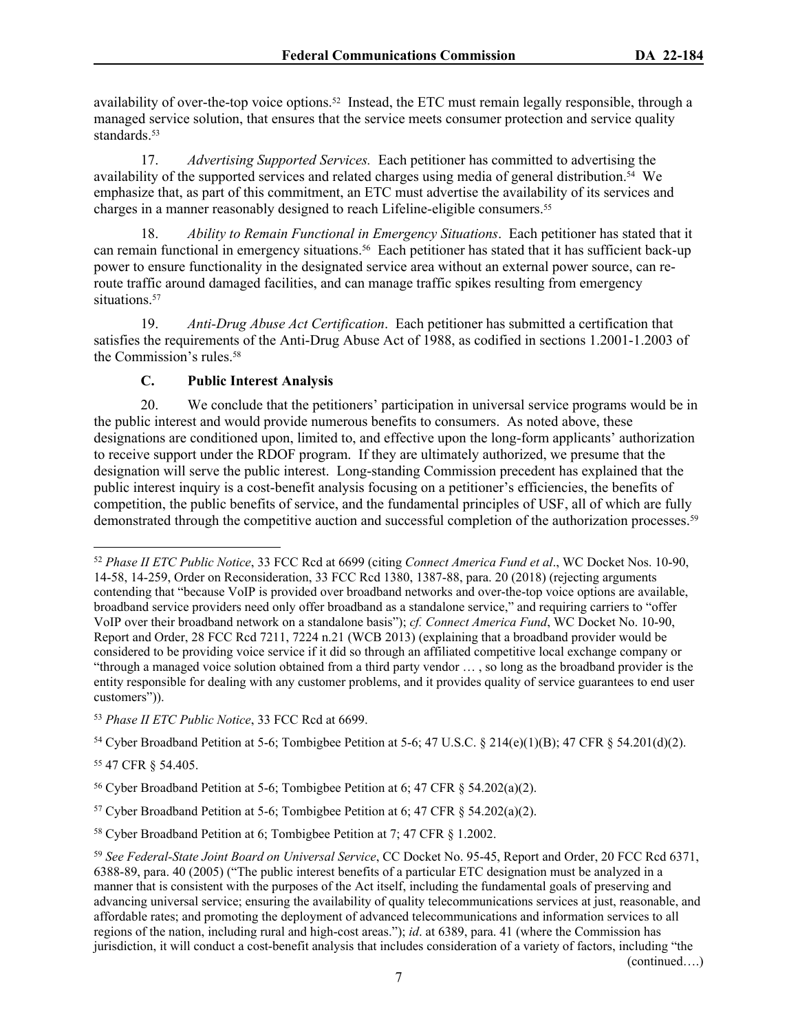availability of over-the-top voice options.[52] Instead, the ETC must remain legally responsible, through a managed service solution, that ensures that the service meets consumer protection and service quality standards.[53]

17. *Advertising Supported Services.* Each petitioner has committed to advertising the availability of the supported services and related charges using media of general distribution.[54] We emphasize that, as part of this commitment, an ETC must advertise the availability of its services and charges in a manner reasonably designed to reach Lifeline-eligible consumers.[55]

18. *Ability to Remain Functional in Emergency Situations*. Each petitioner has stated that it can remain functional in emergency situations.[56] Each petitioner has stated that it has sufficient back-up power to ensure functionality in the designated service area without an external power source, can re-route traffic around damaged facilities, and can manage traffic spikes resulting from emergency situations.[57]

19. *Anti-Drug Abuse Act Certification*. Each petitioner has submitted a certification that satisfies the requirements of the Anti-Drug Abuse Act of 1988, as codified in sections 1.2001-1.2003 of the Commission's rules.[58]

### C. Public Interest Analysis

20. We conclude that the petitioners' participation in universal service programs would be in the public interest and would provide numerous benefits to consumers. As noted above, these designations are conditioned upon, limited to, and effective upon the long-form applicants' authorization to receive support under the RDOF program. If they are ultimately authorized, we presume that the designation will serve the public interest. Long-standing Commission precedent has explained that the public interest inquiry is a cost-benefit analysis focusing on a petitioner's efficiencies, the benefits of competition, the public benefits of service, and the fundamental principles of USF, all of which are fully demonstrated through the competitive auction and successful completion of the authorization processes.[59]

---

[52] *Phase II ETC Public Notice*, 33 FCC Rcd at 6699 (citing *Connect America Fund et al*., WC Docket Nos. 10-90, 14-58, 14-259, Order on Reconsideration, 33 FCC Rcd 1380, 1387-88, para. 20 (2018) (rejecting arguments contending that "because VoIP is provided over broadband networks and over-the-top voice options are available, broadband service providers need only offer broadband as a standalone service," and requiring carriers to "offer VoIP over their broadband network on a standalone basis"); *cf. Connect America Fund*, WC Docket No. 10-90, Report and Order, 28 FCC Rcd 7211, 7224 n.21 (WCB 2013) (explaining that a broadband provider would be considered to be providing voice service if it did so through an affiliated competitive local exchange company or "through a managed voice solution obtained from a third party vendor … , so long as the broadband provider is the entity responsible for dealing with any customer problems, and it provides quality of service guarantees to end user customers")).

[53] *Phase II ETC Public Notice*, 33 FCC Rcd at 6699.

[54] Cyber Broadband Petition at 5-6; Tombigbee Petition at 5-6; 47 U.S.C. § 214(e)(1)(B); 47 CFR § 54.201(d)(2).

[55] 47 CFR § 54.405.

[56] Cyber Broadband Petition at 5-6; Tombigbee Petition at 6; 47 CFR § 54.202(a)(2).

[57] Cyber Broadband Petition at 5-6; Tombigbee Petition at 6; 47 CFR § 54.202(a)(2).

[58] Cyber Broadband Petition at 6; Tombigbee Petition at 7; 47 CFR § 1.2002.

[59] *See Federal-State Joint Board on Universal Service*, CC Docket No. 95-45, Report and Order, 20 FCC Rcd 6371, 6388-89, para. 40 (2005) ("The public interest benefits of a particular ETC designation must be analyzed in a manner that is consistent with the purposes of the Act itself, including the fundamental goals of preserving and advancing universal service; ensuring the availability of quality telecommunications services at just, reasonable, and affordable rates; and promoting the deployment of advanced telecommunications and information services to all regions of the nation, including rural and high-cost areas."); *id*. at 6389, para. 41 (where the Commission has jurisdiction, it will conduct a cost-benefit analysis that includes consideration of a variety of factors, including "the

(continued….)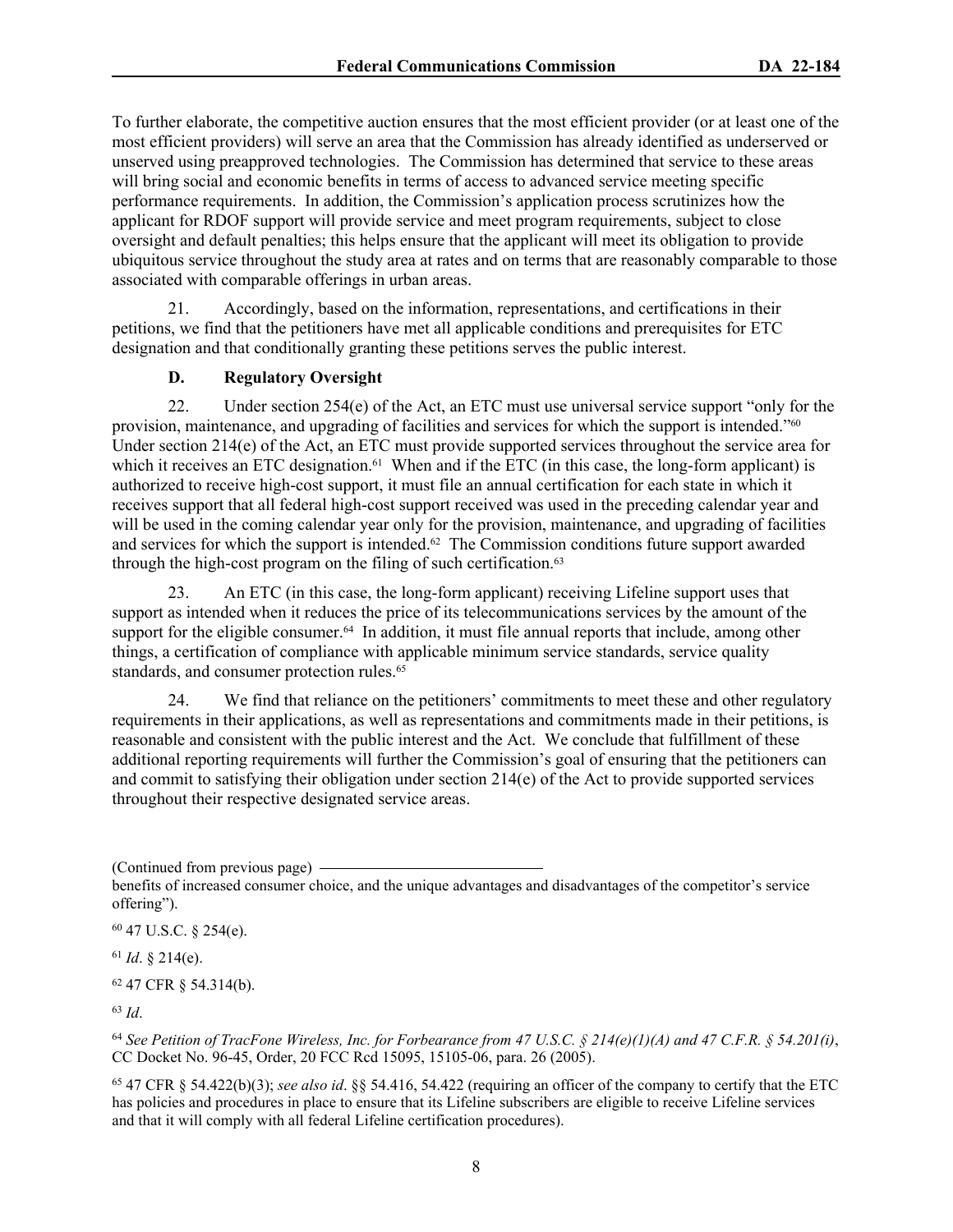To further elaborate, the competitive auction ensures that the most efficient provider (or at least one of the most efficient providers) will serve an area that the Commission has already identified as underserved or unserved using preapproved technologies. The Commission has determined that service to these areas will bring social and economic benefits in terms of access to advanced service meeting specific performance requirements. In addition, the Commission's application process scrutinizes how the applicant for RDOF support will provide service and meet program requirements, subject to close oversight and default penalties; this helps ensure that the applicant will meet its obligation to provide ubiquitous service throughout the study area at rates and on terms that are reasonably comparable to those associated with comparable offerings in urban areas.

21. Accordingly, based on the information, representations, and certifications in their petitions, we find that the petitioners have met all applicable conditions and prerequisites for ETC designation and that conditionally granting these petitions serves the public interest.

### D. Regulatory Oversight

22. Under section 254(e) of the Act, an ETC must use universal service support "only for the provision, maintenance, and upgrading of facilities and services for which the support is intended."[60] Under section 214(e) of the Act, an ETC must provide supported services throughout the service area for which it receives an ETC designation.[61] When and if the ETC (in this case, the long-form applicant) is authorized to receive high-cost support, it must file an annual certification for each state in which it receives support that all federal high-cost support received was used in the preceding calendar year and will be used in the coming calendar year only for the provision, maintenance, and upgrading of facilities and services for which the support is intended.[62] The Commission conditions future support awarded through the high-cost program on the filing of such certification.[63]

23. An ETC (in this case, the long-form applicant) receiving Lifeline support uses that support as intended when it reduces the price of its telecommunications services by the amount of the support for the eligible consumer.[64] In addition, it must file annual reports that include, among other things, a certification of compliance with applicable minimum service standards, service quality standards, and consumer protection rules.[65]

24. We find that reliance on the petitioners' commitments to meet these and other regulatory requirements in their applications, as well as representations and commitments made in their petitions, is reasonable and consistent with the public interest and the Act. We conclude that fulfillment of these additional reporting requirements will further the Commission's goal of ensuring that the petitioners can and commit to satisfying their obligation under section 214(e) of the Act to provide supported services throughout their respective designated service areas.

---

(Continued from previous page)

benefits of increased consumer choice, and the unique advantages and disadvantages of the competitor's service offering").

[60] 47 U.S.C. § 254(e).

[61] *Id*. § 214(e).

[62] 47 CFR § 54.314(b).

[63] *Id*.

[64] *See Petition of TracFone Wireless, Inc. for Forbearance from 47 U.S.C. § 214(e)(1)(A) and 47 C.F.R. § 54.201(i)*, CC Docket No. 96-45, Order, 20 FCC Rcd 15095, 15105-06, para. 26 (2005).

[65] 47 CFR § 54.422(b)(3); *see also id*. §§ 54.416, 54.422 (requiring an officer of the company to certify that the ETC has policies and procedures in place to ensure that its Lifeline subscribers are eligible to receive Lifeline services and that it will comply with all federal Lifeline certification procedures).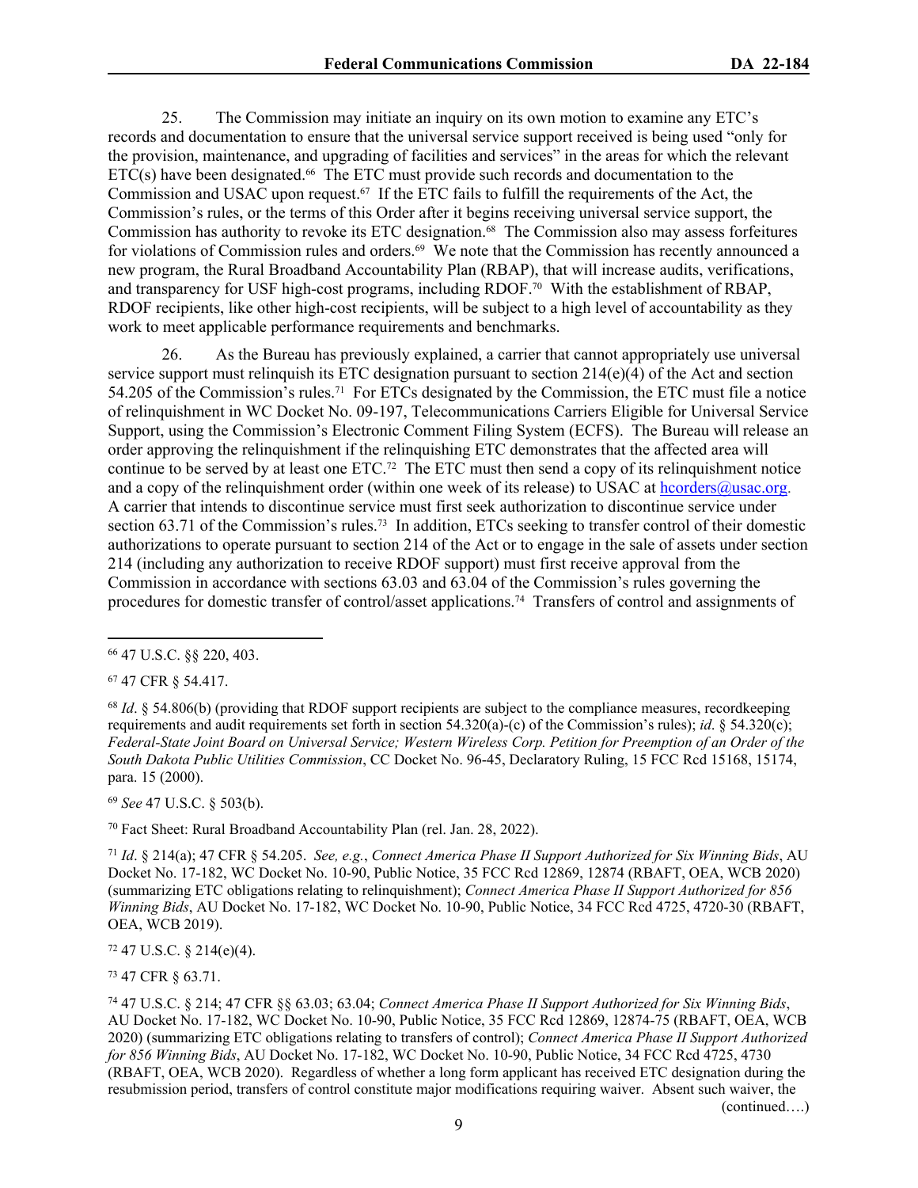25. The Commission may initiate an inquiry on its own motion to examine any ETC's records and documentation to ensure that the universal service support received is being used "only for the provision, maintenance, and upgrading of facilities and services" in the areas for which the relevant ETC(s) have been designated.[66] The ETC must provide such records and documentation to the Commission and USAC upon request.[67] If the ETC fails to fulfill the requirements of the Act, the Commission's rules, or the terms of this Order after it begins receiving universal service support, the Commission has authority to revoke its ETC designation.[68] The Commission also may assess forfeitures for violations of Commission rules and orders.[69] We note that the Commission has recently announced a new program, the Rural Broadband Accountability Plan (RBAP), that will increase audits, verifications, and transparency for USF high-cost programs, including RDOF.[70] With the establishment of RBAP, RDOF recipients, like other high-cost recipients, will be subject to a high level of accountability as they work to meet applicable performance requirements and benchmarks.

26. As the Bureau has previously explained, a carrier that cannot appropriately use universal service support must relinquish its ETC designation pursuant to section 214(e)(4) of the Act and section 54.205 of the Commission's rules.[71] For ETCs designated by the Commission, the ETC must file a notice of relinquishment in WC Docket No. 09-197, Telecommunications Carriers Eligible for Universal Service Support, using the Commission's Electronic Comment Filing System (ECFS). The Bureau will release an order approving the relinquishment if the relinquishing ETC demonstrates that the affected area will continue to be served by at least one ETC.[72] The ETC must then send a copy of its relinquishment notice and a copy of the relinquishment order (within one week of its release) to USAC at hcorders@usac.org. A carrier that intends to discontinue service must first seek authorization to discontinue service under section 63.71 of the Commission's rules.[73] In addition, ETCs seeking to transfer control of their domestic authorizations to operate pursuant to section 214 of the Act or to engage in the sale of assets under section 214 (including any authorization to receive RDOF support) must first receive approval from the Commission in accordance with sections 63.03 and 63.04 of the Commission's rules governing the procedures for domestic transfer of control/asset applications.[74] Transfers of control and assignments of

---

[66] 47 U.S.C. §§ 220, 403.

[67] 47 CFR § 54.417.

[68] *Id*. § 54.806(b) (providing that RDOF support recipients are subject to the compliance measures, recordkeeping requirements and audit requirements set forth in section 54.320(a)-(c) of the Commission's rules); *id*. § 54.320(c); *Federal-State Joint Board on Universal Service; Western Wireless Corp. Petition for Preemption of an Order of the South Dakota Public Utilities Commission*, CC Docket No. 96-45, Declaratory Ruling, 15 FCC Rcd 15168, 15174, para. 15 (2000).

[69] *See* 47 U.S.C. § 503(b).

[70] Fact Sheet: Rural Broadband Accountability Plan (rel. Jan. 28, 2022).

[71] *Id*. § 214(a); 47 CFR § 54.205. *See, e.g.*, *Connect America Phase II Support Authorized for Six Winning Bids*, AU Docket No. 17-182, WC Docket No. 10-90, Public Notice, 35 FCC Rcd 12869, 12874 (RBAFT, OEA, WCB 2020) (summarizing ETC obligations relating to relinquishment); *Connect America Phase II Support Authorized for 856 Winning Bids*, AU Docket No. 17-182, WC Docket No. 10-90, Public Notice, 34 FCC Rcd 4725, 4720-30 (RBAFT, OEA, WCB 2019).

[72] 47 U.S.C. § 214(e)(4).

[73] 47 CFR § 63.71.

[74] 47 U.S.C. § 214; 47 CFR §§ 63.03; 63.04; *Connect America Phase II Support Authorized for Six Winning Bids*, AU Docket No. 17-182, WC Docket No. 10-90, Public Notice, 35 FCC Rcd 12869, 12874-75 (RBAFT, OEA, WCB 2020) (summarizing ETC obligations relating to transfers of control); *Connect America Phase II Support Authorized for 856 Winning Bids*, AU Docket No. 17-182, WC Docket No. 10-90, Public Notice, 34 FCC Rcd 4725, 4730 (RBAFT, OEA, WCB 2020). Regardless of whether a long form applicant has received ETC designation during the resubmission period, transfers of control constitute major modifications requiring waiver. Absent such waiver, the

(continued….)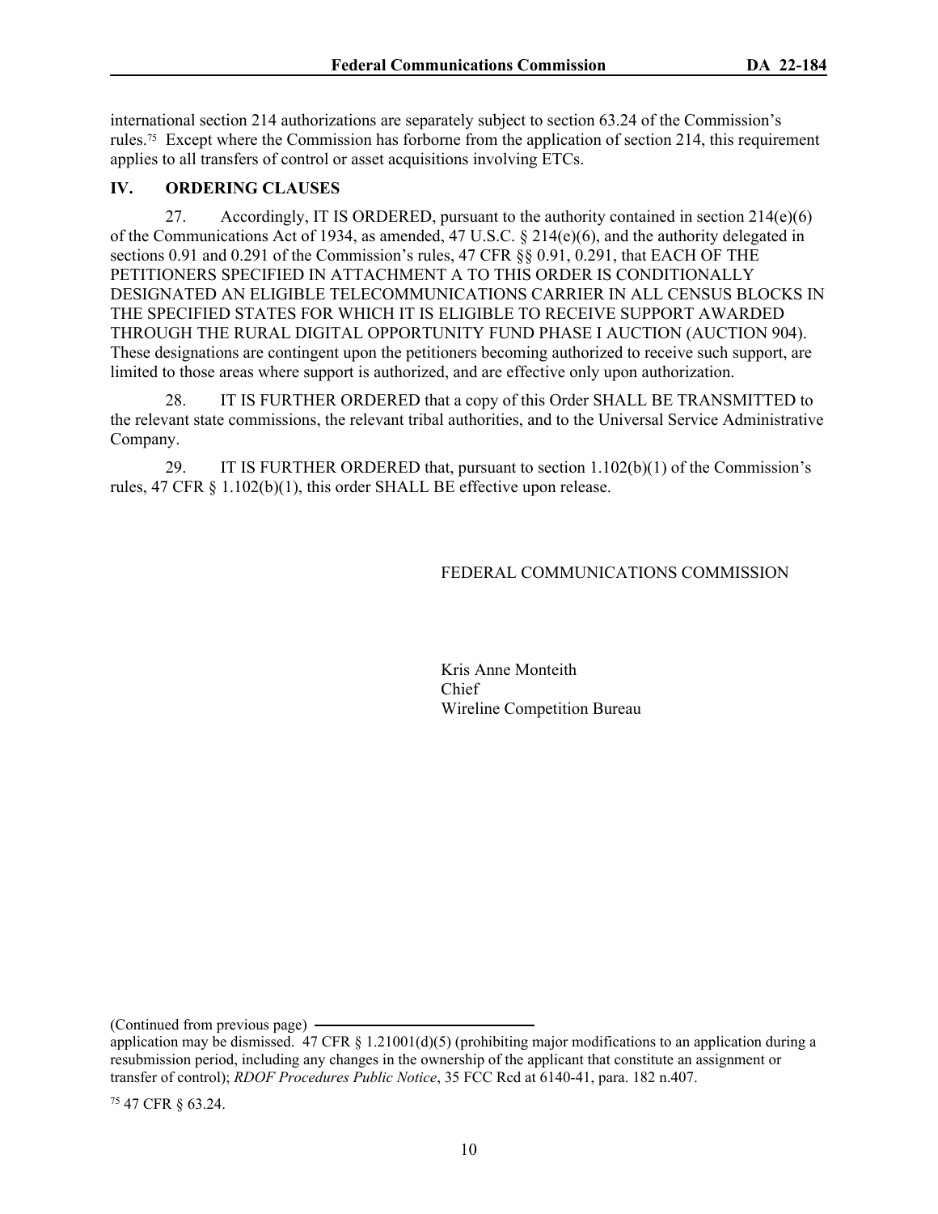international section 214 authorizations are separately subject to section 63.24 of the Commission's rules.[75] Except where the Commission has forborne from the application of section 214, this requirement applies to all transfers of control or asset acquisitions involving ETCs.

## IV. ORDERING CLAUSES

27. Accordingly, IT IS ORDERED, pursuant to the authority contained in section 214(e)(6) of the Communications Act of 1934, as amended, 47 U.S.C. § 214(e)(6), and the authority delegated in sections 0.91 and 0.291 of the Commission's rules, 47 CFR §§ 0.91, 0.291, that EACH OF THE PETITIONERS SPECIFIED IN ATTACHMENT A TO THIS ORDER IS CONDITIONALLY DESIGNATED AN ELIGIBLE TELECOMMUNICATIONS CARRIER IN ALL CENSUS BLOCKS IN THE SPECIFIED STATES FOR WHICH IT IS ELIGIBLE TO RECEIVE SUPPORT AWARDED THROUGH THE RURAL DIGITAL OPPORTUNITY FUND PHASE I AUCTION (AUCTION 904). These designations are contingent upon the petitioners becoming authorized to receive such support, are limited to those areas where support is authorized, and are effective only upon authorization.

28. IT IS FURTHER ORDERED that a copy of this Order SHALL BE TRANSMITTED to the relevant state commissions, the relevant tribal authorities, and to the Universal Service Administrative Company.

29. IT IS FURTHER ORDERED that, pursuant to section 1.102(b)(1) of the Commission's rules, 47 CFR § 1.102(b)(1), this order SHALL BE effective upon release.

FEDERAL COMMUNICATIONS COMMISSION

Kris Anne Monteith
Chief
Wireline Competition Bureau

(Continued from previous page)

application may be dismissed. 47 CFR § 1.21001(d)(5) (prohibiting major modifications to an application during a resubmission period, including any changes in the ownership of the applicant that constitute an assignment or transfer of control); *RDOF Procedures Public Notice*, 35 FCC Rcd at 6140-41, para. 182 n.407.

[75] 47 CFR § 63.24.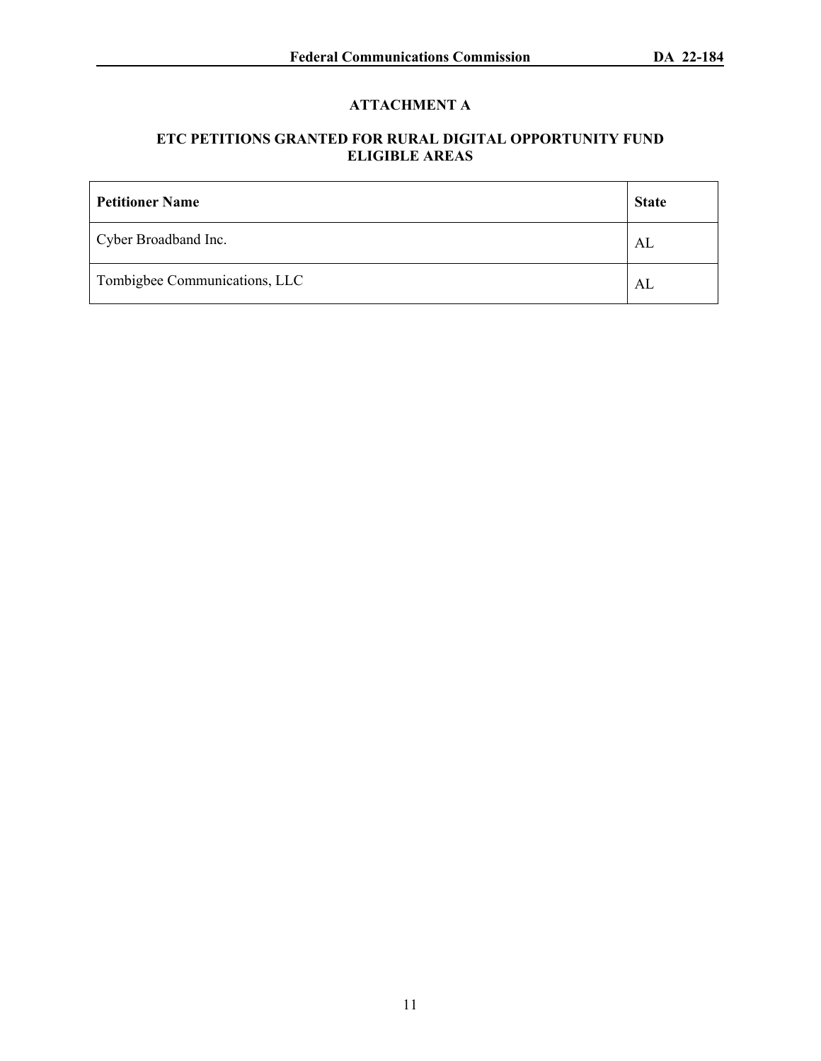## ATTACHMENT A

### ETC PETITIONS GRANTED FOR RURAL DIGITAL OPPORTUNITY FUND ELIGIBLE AREAS

| Petitioner Name | State |
|---|---|
| Cyber Broadband Inc. | AL |
| Tombigbee Communications, LLC | AL |